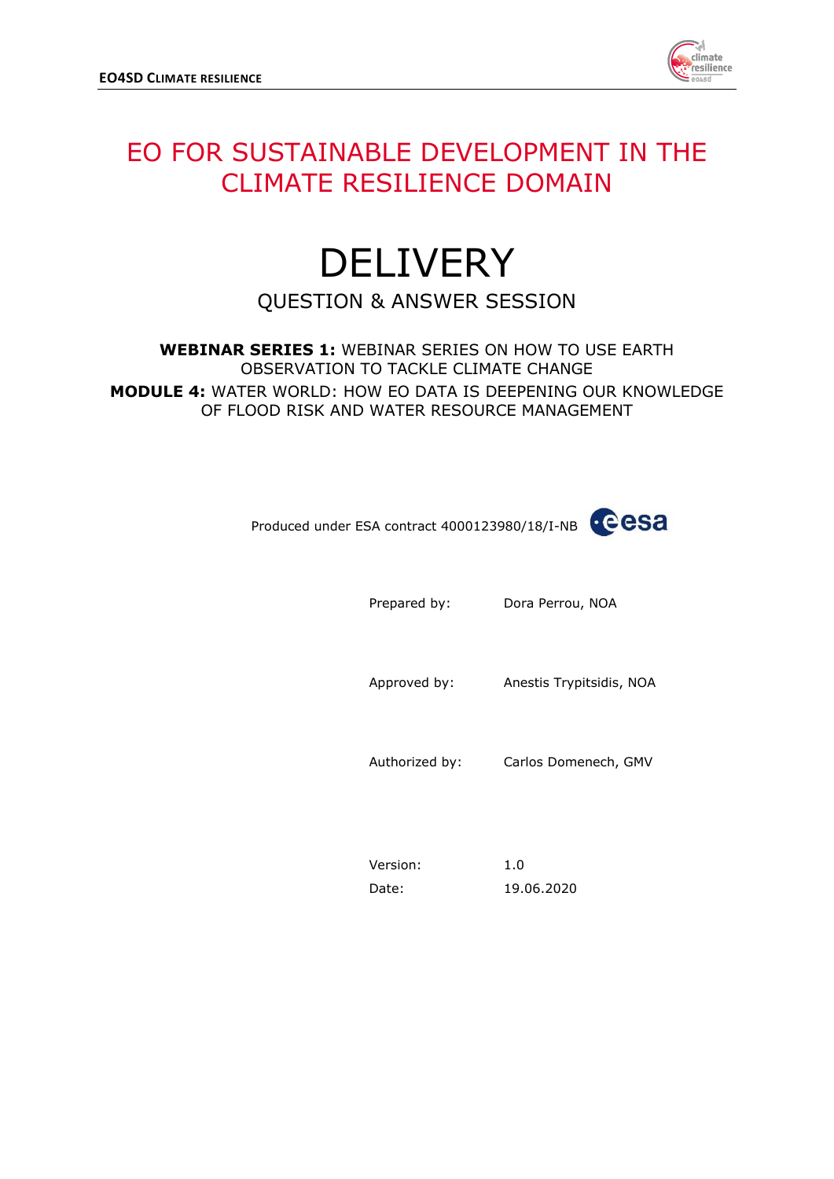# EO FOR SUSTAINABLE DEVELOPMENT IN THE CLIMATE RESILIENCE DOMAIN

# DELIVERY

## QUESTION & ANSWER SESSION

**WEBINAR SERIES 1:** WEBINAR SERIES ON HOW TO USE EARTH OBSERVATION TO TACKLE CLIMATE CHANGE

**MODULE 4:** WATER WORLD: HOW EO DATA IS DEEPENING OUR KNOWLEDGE OF FLOOD RISK AND WATER RESOURCE MANAGEMENT

Produced under ESA contract 4000123980/18/I-NB

| | |
|---|---|
| Prepared by: | Dora Perrou, NOA |
| Approved by: | Anestis Trypitsidis, NOA |
| Authorized by: | Carlos Domenech, GMV |
| Version: | 1.0 |
| Date: | 19.06.2020 |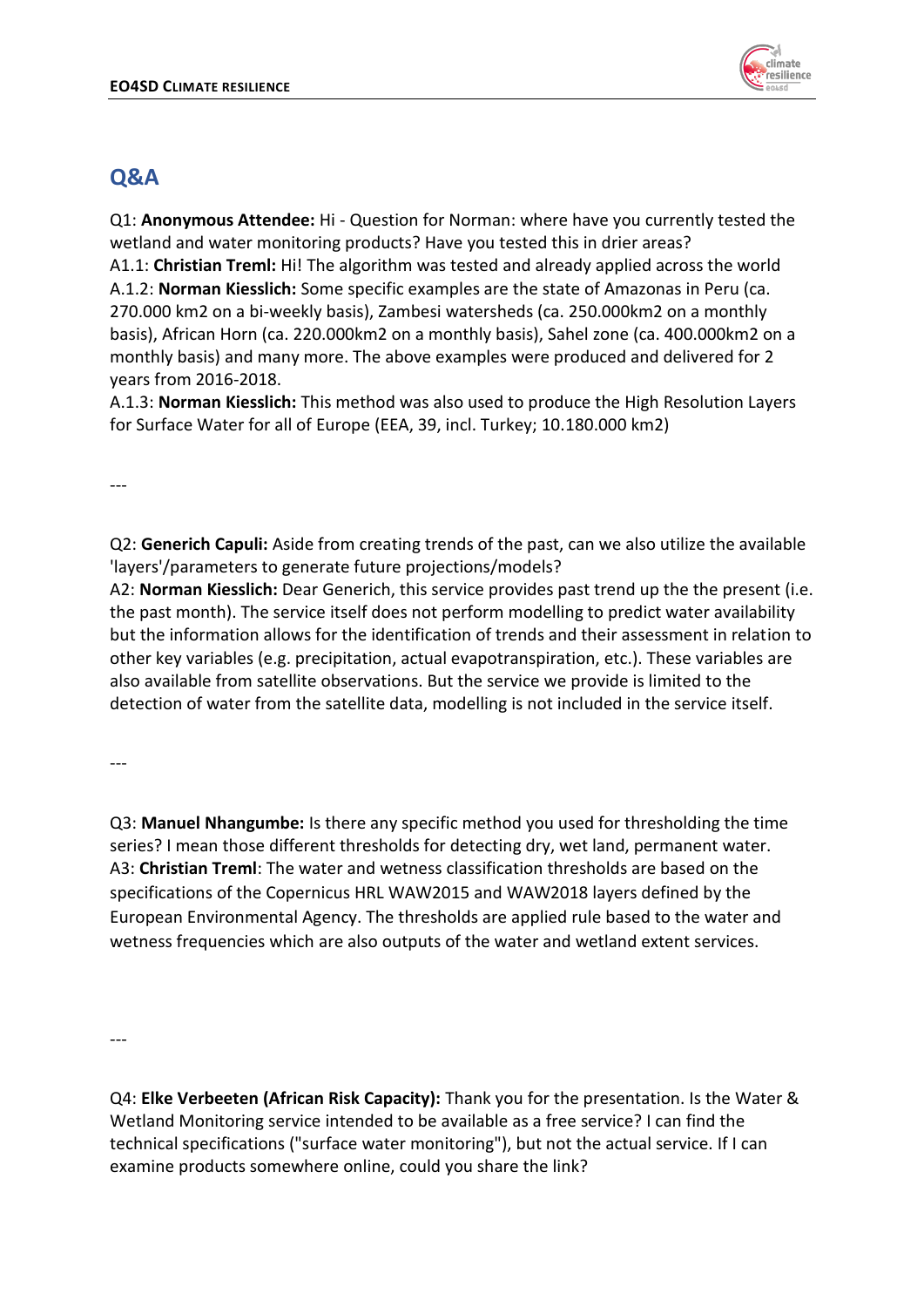## Q&A

Q1: **Anonymous Attendee:** Hi - Question for Norman: where have you currently tested the wetland and water monitoring products? Have you tested this in drier areas?
A1.1: **Christian Treml:** Hi! The algorithm was tested and already applied across the world
A.1.2: **Norman Kiesslich:** Some specific examples are the state of Amazonas in Peru (ca. 270.000 km2 on a bi-weekly basis), Zambesi watersheds (ca. 250.000km2 on a monthly basis), African Horn (ca. 220.000km2 on a monthly basis), Sahel zone (ca. 400.000km2 on a monthly basis) and many more. The above examples were produced and delivered for 2 years from 2016-2018.
A.1.3: **Norman Kiesslich:** This method was also used to produce the High Resolution Layers for Surface Water for all of Europe (EEA, 39, incl. Turkey; 10.180.000 km2)

---

Q2: **Generich Capuli:** Aside from creating trends of the past, can we also utilize the available 'layers'/parameters to generate future projections/models?
A2: **Norman Kiesslich:** Dear Generich, this service provides past trend up the the present (i.e. the past month). The service itself does not perform modelling to predict water availability but the information allows for the identification of trends and their assessment in relation to other key variables (e.g. precipitation, actual evapotranspiration, etc.). These variables are also available from satellite observations. But the service we provide is limited to the detection of water from the satellite data, modelling is not included in the service itself.

---

Q3: **Manuel Nhangumbe:** Is there any specific method you used for thresholding the time series? I mean those different thresholds for detecting dry, wet land, permanent water.
A3: **Christian Treml**: The water and wetness classification thresholds are based on the specifications of the Copernicus HRL WAW2015 and WAW2018 layers defined by the European Environmental Agency. The thresholds are applied rule based to the water and wetness frequencies which are also outputs of the water and wetland extent services.

---

Q4: **Elke Verbeeten (African Risk Capacity):** Thank you for the presentation. Is the Water & Wetland Monitoring service intended to be available as a free service? I can find the technical specifications ("surface water monitoring"), but not the actual service. If I can examine products somewhere online, could you share the link?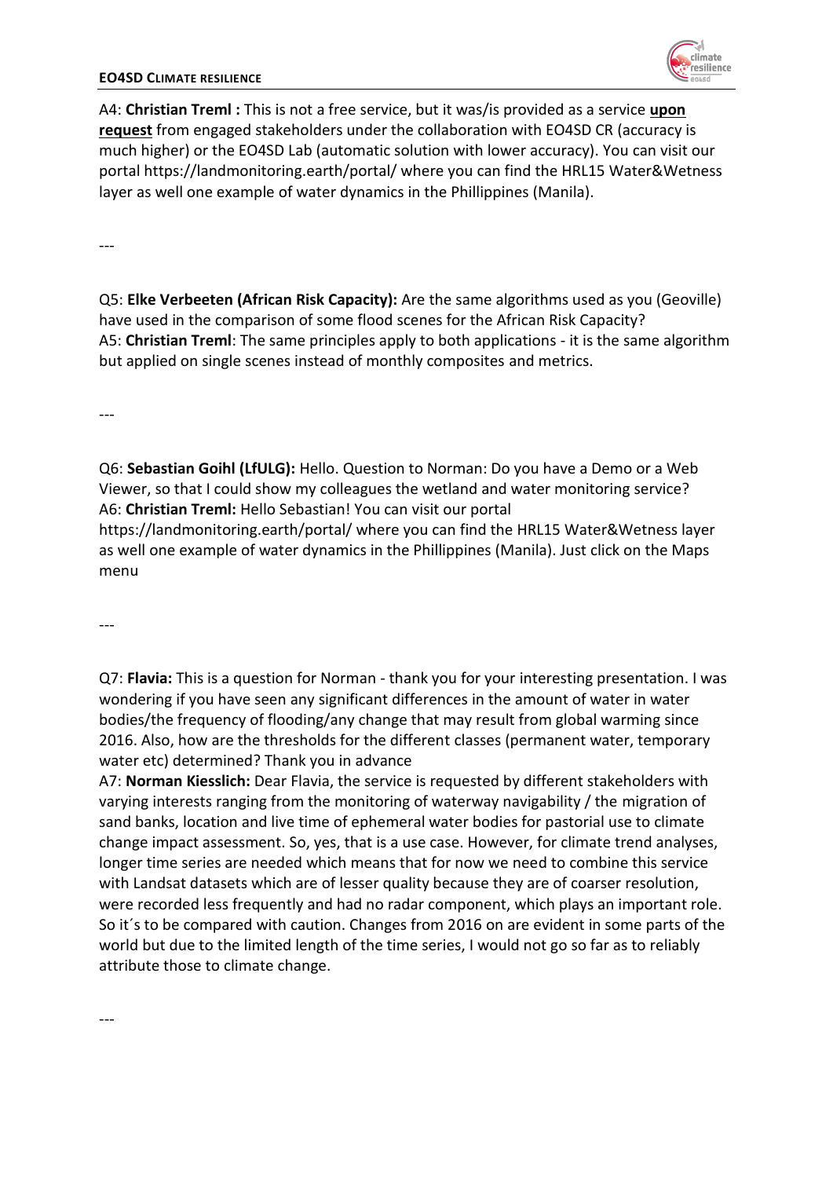A4: **Christian Treml :** This is not a free service, but it was/is provided as a service **upon request** from engaged stakeholders under the collaboration with EO4SD CR (accuracy is much higher) or the EO4SD Lab (automatic solution with lower accuracy). You can visit our portal https://landmonitoring.earth/portal/ where you can find the HRL15 Water&Wetness layer as well one example of water dynamics in the Phillippines (Manila).

---

Q5: **Elke Verbeeten (African Risk Capacity):** Are the same algorithms used as you (Geoville) have used in the comparison of some flood scenes for the African Risk Capacity?
A5: **Christian Treml**: The same principles apply to both applications - it is the same algorithm but applied on single scenes instead of monthly composites and metrics.

---

Q6: **Sebastian Goihl (LfULG):** Hello. Question to Norman: Do you have a Demo or a Web Viewer, so that I could show my colleagues the wetland and water monitoring service?
A6: **Christian Treml:** Hello Sebastian! You can visit our portal https://landmonitoring.earth/portal/ where you can find the HRL15 Water&Wetness layer as well one example of water dynamics in the Phillippines (Manila). Just click on the Maps menu

---

Q7: **Flavia:** This is a question for Norman - thank you for your interesting presentation. I was wondering if you have seen any significant differences in the amount of water in water bodies/the frequency of flooding/any change that may result from global warming since 2016. Also, how are the thresholds for the different classes (permanent water, temporary water etc) determined? Thank you in advance
A7: **Norman Kiesslich:** Dear Flavia, the service is requested by different stakeholders with varying interests ranging from the monitoring of waterway navigability / the migration of sand banks, location and live time of ephemeral water bodies for pastorial use to climate change impact assessment. So, yes, that is a use case. However, for climate trend analyses, longer time series are needed which means that for now we need to combine this service with Landsat datasets which are of lesser quality because they are of coarser resolution, were recorded less frequently and had no radar component, which plays an important role. So it´s to be compared with caution. Changes from 2016 on are evident in some parts of the world but due to the limited length of the time series, I would not go so far as to reliably attribute those to climate change.

---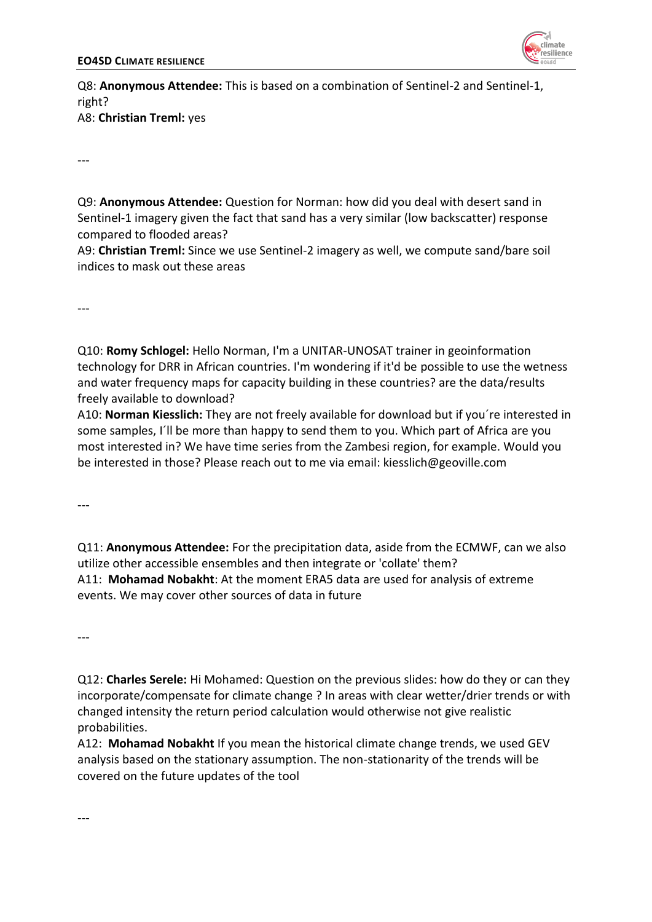Q8: **Anonymous Attendee:** This is based on a combination of Sentinel-2 and Sentinel-1, right?
A8: **Christian Treml:** yes

---

Q9: **Anonymous Attendee:** Question for Norman: how did you deal with desert sand in Sentinel-1 imagery given the fact that sand has a very similar (low backscatter) response compared to flooded areas?
A9: **Christian Treml:** Since we use Sentinel-2 imagery as well, we compute sand/bare soil indices to mask out these areas

---

Q10: **Romy Schlogel:** Hello Norman, I'm a UNITAR-UNOSAT trainer in geoinformation technology for DRR in African countries. I'm wondering if it'd be possible to use the wetness and water frequency maps for capacity building in these countries? are the data/results freely available to download?
A10: **Norman Kiesslich:** They are not freely available for download but if you´re interested in some samples, I´ll be more than happy to send them to you. Which part of Africa are you most interested in? We have time series from the Zambesi region, for example. Would you be interested in those? Please reach out to me via email: kiesslich@geoville.com

---

Q11: **Anonymous Attendee:** For the precipitation data, aside from the ECMWF, can we also utilize other accessible ensembles and then integrate or 'collate' them?
A11: **Mohamad Nobakht**: At the moment ERA5 data are used for analysis of extreme events. We may cover other sources of data in future

---

Q12: **Charles Serele:** Hi Mohamed: Question on the previous slides: how do they or can they incorporate/compensate for climate change ? In areas with clear wetter/drier trends or with changed intensity the return period calculation would otherwise not give realistic probabilities.
A12: **Mohamad Nobakht** If you mean the historical climate change trends, we used GEV analysis based on the stationary assumption. The non-stationarity of the trends will be covered on the future updates of the tool

---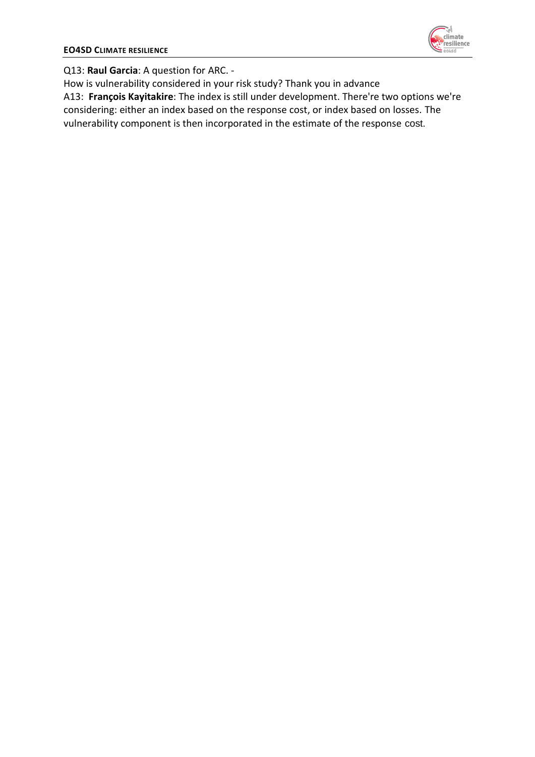Q13: **Raul Garcia**: A question for ARC. -

How is vulnerability considered in your risk study? Thank you in advance

A13: **François Kayitakire**: The index is still under development. There're two options we're considering: either an index based on the response cost, or index based on losses. The vulnerability component is then incorporated in the estimate of the response cost.